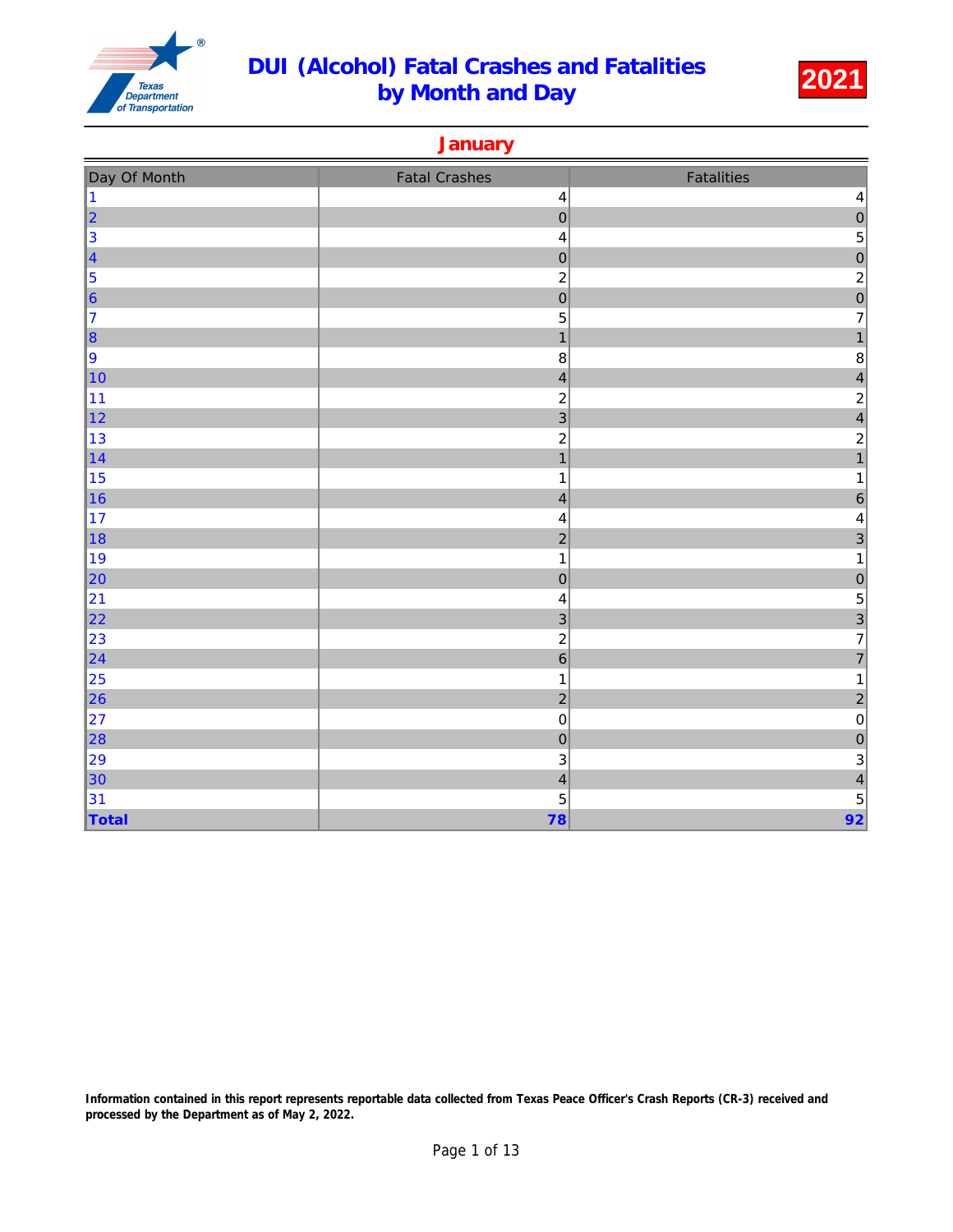# DUI (Alcohol) Fatal Crashes and Fatalities by Month and Day

**2021**

## January

| Day Of Month | Fatal Crashes | Fatalities |
|---|---|---|
| 1 | 4 | 4 |
| 2 | 0 | 0 |
| 3 | 4 | 5 |
| 4 | 0 | 0 |
| 5 | 2 | 2 |
| 6 | 0 | 0 |
| 7 | 5 | 7 |
| 8 | 1 | 1 |
| 9 | 8 | 8 |
| 10 | 4 | 4 |
| 11 | 2 | 2 |
| 12 | 3 | 4 |
| 13 | 2 | 2 |
| 14 | 1 | 1 |
| 15 | 1 | 1 |
| 16 | 4 | 6 |
| 17 | 4 | 4 |
| 18 | 2 | 3 |
| 19 | 1 | 1 |
| 20 | 0 | 0 |
| 21 | 4 | 5 |
| 22 | 3 | 3 |
| 23 | 2 | 7 |
| 24 | 6 | 7 |
| 25 | 1 | 1 |
| 26 | 2 | 2 |
| 27 | 0 | 0 |
| 28 | 0 | 0 |
| 29 | 3 | 3 |
| 30 | 4 | 4 |
| 31 | 5 | 5 |
| **Total** | **78** | **92** |

**Information contained in this report represents reportable data collected from Texas Peace Officer's Crash Reports (CR-3) received and processed by the Department as of May 2, 2022.**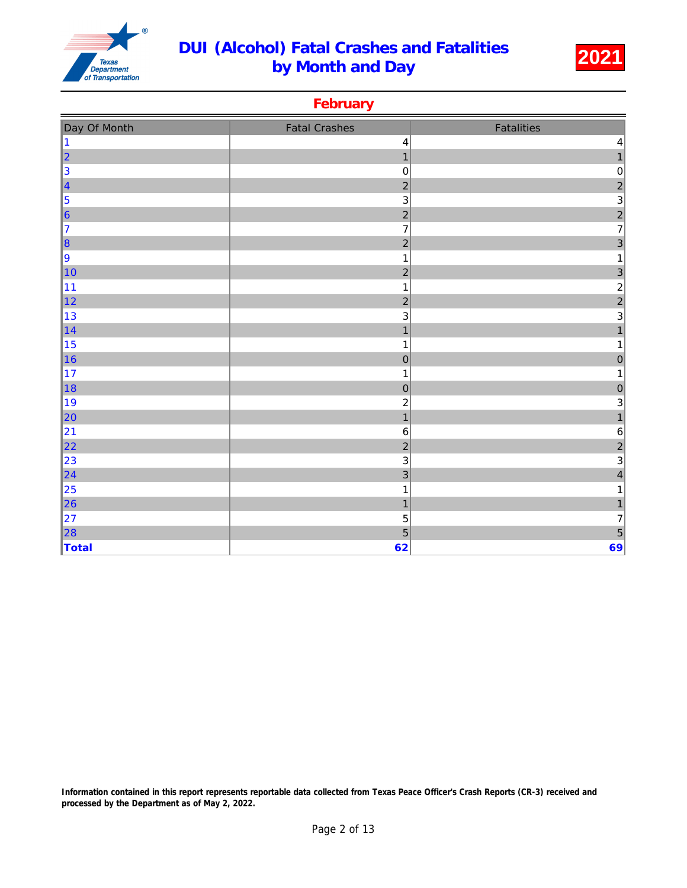# DUI (Alcohol) Fatal Crashes and Fatalities by Month and Day

**2021**

## February

| Day Of Month | Fatal Crashes | Fatalities |
|---|---|---|
| 1 | 4 | 4 |
| 2 | 1 | 1 |
| 3 | 0 | 0 |
| 4 | 2 | 2 |
| 5 | 3 | 3 |
| 6 | 2 | 2 |
| 7 | 7 | 7 |
| 8 | 2 | 3 |
| 9 | 1 | 1 |
| 10 | 2 | 3 |
| 11 | 1 | 2 |
| 12 | 2 | 2 |
| 13 | 3 | 3 |
| 14 | 1 | 1 |
| 15 | 1 | 1 |
| 16 | 0 | 0 |
| 17 | 1 | 1 |
| 18 | 0 | 0 |
| 19 | 2 | 3 |
| 20 | 1 | 1 |
| 21 | 6 | 6 |
| 22 | 2 | 2 |
| 23 | 3 | 3 |
| 24 | 3 | 4 |
| 25 | 1 | 1 |
| 26 | 1 | 1 |
| 27 | 5 | 7 |
| 28 | 5 | 5 |
| **Total** | **62** | **69** |

**Information contained in this report represents reportable data collected from Texas Peace Officer's Crash Reports (CR-3) received and processed by the Department as of May 2, 2022.**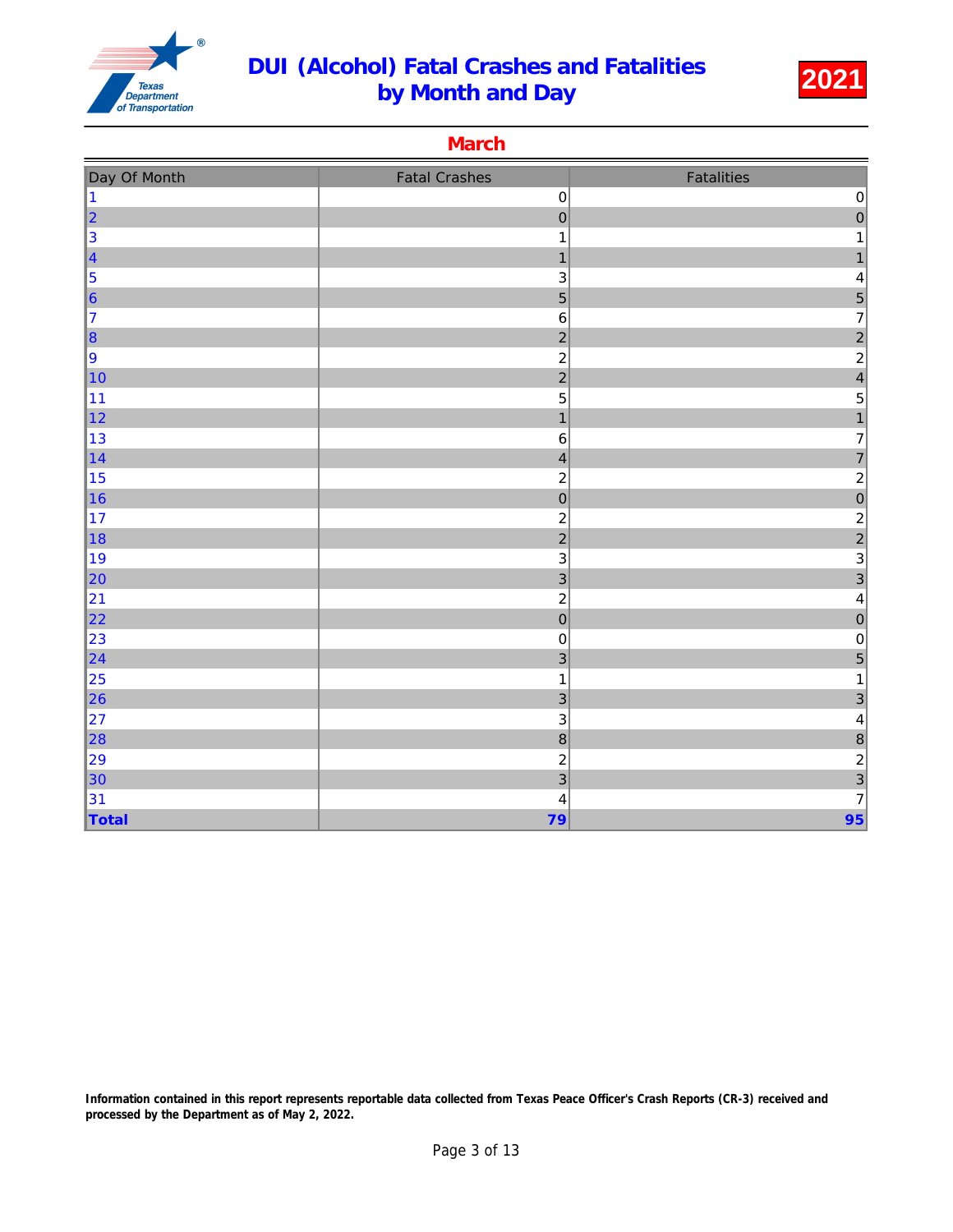# DUI (Alcohol) Fatal Crashes and Fatalities by Month and Day

Texas Department of Transportation

**2021**

## March

| Day Of Month | Fatal Crashes | Fatalities |
|---|---|---|
| 1 | 0 | 0 |
| 2 | 0 | 0 |
| 3 | 1 | 1 |
| 4 | 1 | 1 |
| 5 | 3 | 4 |
| 6 | 5 | 5 |
| 7 | 6 | 7 |
| 8 | 2 | 2 |
| 9 | 2 | 2 |
| 10 | 2 | 4 |
| 11 | 5 | 5 |
| 12 | 1 | 1 |
| 13 | 6 | 7 |
| 14 | 4 | 7 |
| 15 | 2 | 2 |
| 16 | 0 | 0 |
| 17 | 2 | 2 |
| 18 | 2 | 2 |
| 19 | 3 | 3 |
| 20 | 3 | 3 |
| 21 | 2 | 4 |
| 22 | 0 | 0 |
| 23 | 0 | 0 |
| 24 | 3 | 5 |
| 25 | 1 | 1 |
| 26 | 3 | 3 |
| 27 | 3 | 4 |
| 28 | 8 | 8 |
| 29 | 2 | 2 |
| 30 | 3 | 3 |
| 31 | 4 | 7 |
| **Total** | **79** | **95** |

**Information contained in this report represents reportable data collected from Texas Peace Officer's Crash Reports (CR-3) received and processed by the Department as of May 2, 2022.**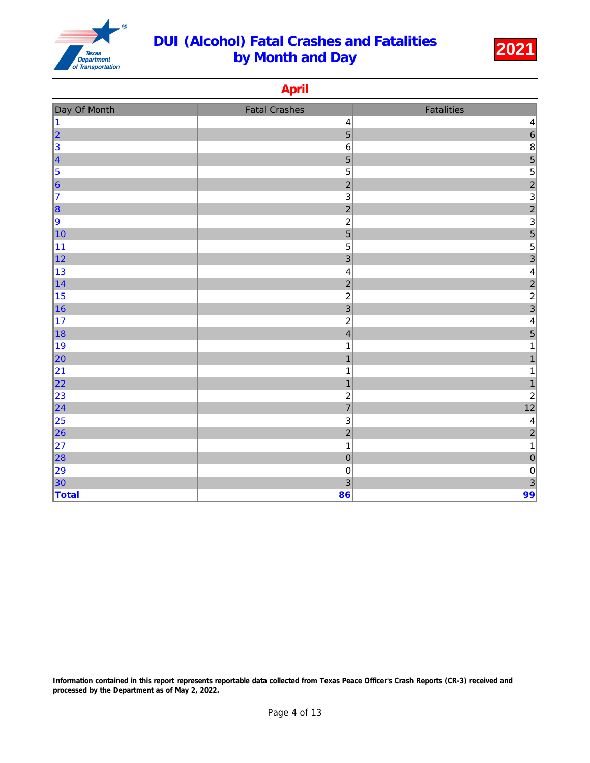# DUI (Alcohol) Fatal Crashes and Fatalities by Month and Day

**2021**

## April

| Day Of Month | Fatal Crashes | Fatalities |
|---|---|---|
| 1 | 4 | 4 |
| 2 | 5 | 6 |
| 3 | 6 | 8 |
| 4 | 5 | 5 |
| 5 | 5 | 5 |
| 6 | 2 | 2 |
| 7 | 3 | 3 |
| 8 | 2 | 2 |
| 9 | 2 | 3 |
| 10 | 5 | 5 |
| 11 | 5 | 5 |
| 12 | 3 | 3 |
| 13 | 4 | 4 |
| 14 | 2 | 2 |
| 15 | 2 | 2 |
| 16 | 3 | 3 |
| 17 | 2 | 4 |
| 18 | 4 | 5 |
| 19 | 1 | 1 |
| 20 | 1 | 1 |
| 21 | 1 | 1 |
| 22 | 1 | 1 |
| 23 | 2 | 2 |
| 24 | 7 | 12 |
| 25 | 3 | 4 |
| 26 | 2 | 2 |
| 27 | 1 | 1 |
| 28 | 0 | 0 |
| 29 | 0 | 0 |
| 30 | 3 | 3 |
| **Total** | **86** | **99** |

**Information contained in this report represents reportable data collected from Texas Peace Officer's Crash Reports (CR-3) received and processed by the Department as of May 2, 2022.**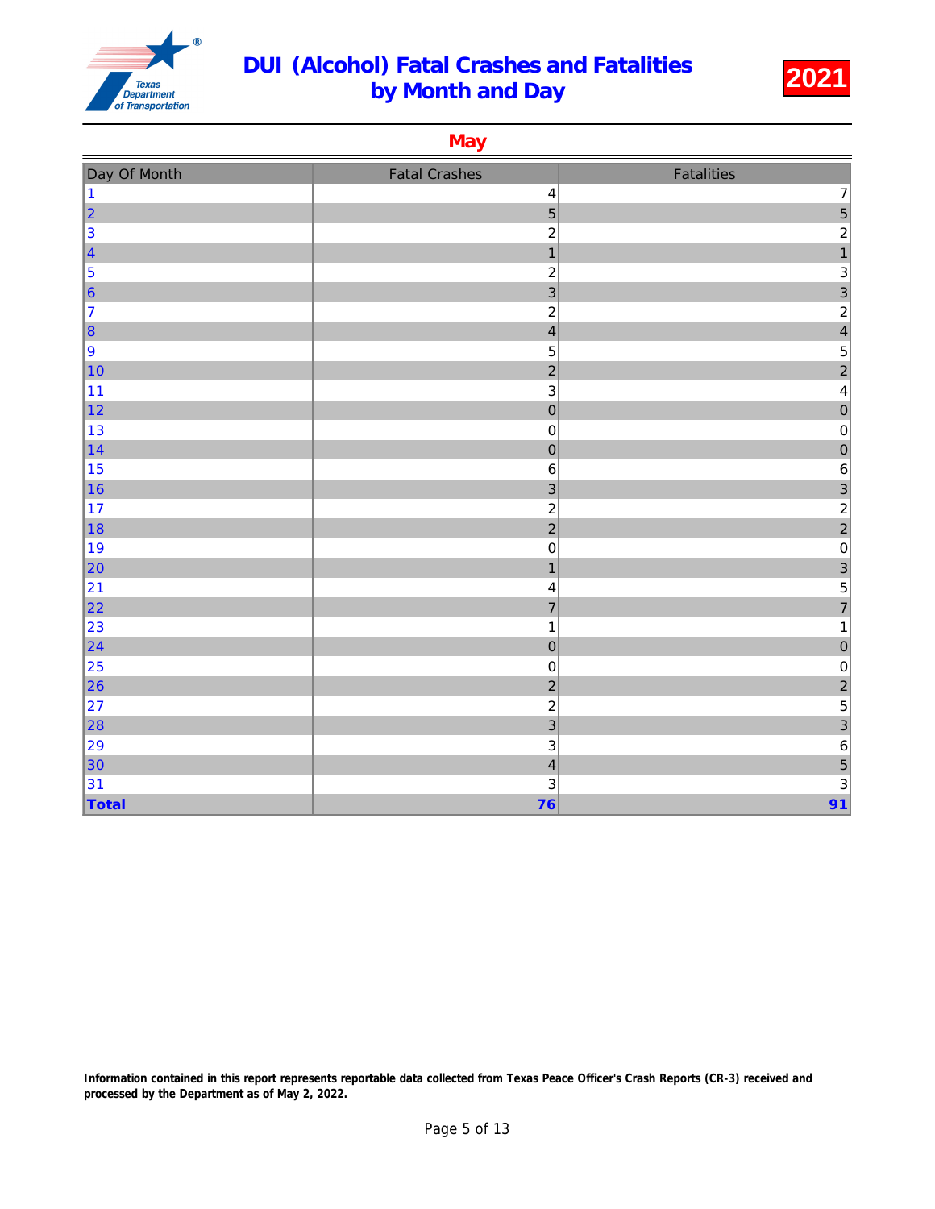# DUI (Alcohol) Fatal Crashes and Fatalities by Month and Day

**2021**

## May

| Day Of Month | Fatal Crashes | Fatalities |
|---|---|---|
| 1 | 4 | 7 |
| 2 | 5 | 5 |
| 3 | 2 | 2 |
| 4 | 1 | 1 |
| 5 | 2 | 3 |
| 6 | 3 | 3 |
| 7 | 2 | 2 |
| 8 | 4 | 4 |
| 9 | 5 | 5 |
| 10 | 2 | 2 |
| 11 | 3 | 4 |
| 12 | 0 | 0 |
| 13 | 0 | 0 |
| 14 | 0 | 0 |
| 15 | 6 | 6 |
| 16 | 3 | 3 |
| 17 | 2 | 2 |
| 18 | 2 | 2 |
| 19 | 0 | 0 |
| 20 | 1 | 3 |
| 21 | 4 | 5 |
| 22 | 7 | 7 |
| 23 | 1 | 1 |
| 24 | 0 | 0 |
| 25 | 0 | 0 |
| 26 | 2 | 2 |
| 27 | 2 | 5 |
| 28 | 3 | 3 |
| 29 | 3 | 6 |
| 30 | 4 | 5 |
| 31 | 3 | 3 |
| **Total** | **76** | **91** |

**Information contained in this report represents reportable data collected from Texas Peace Officer's Crash Reports (CR-3) received and processed by the Department as of May 2, 2022.**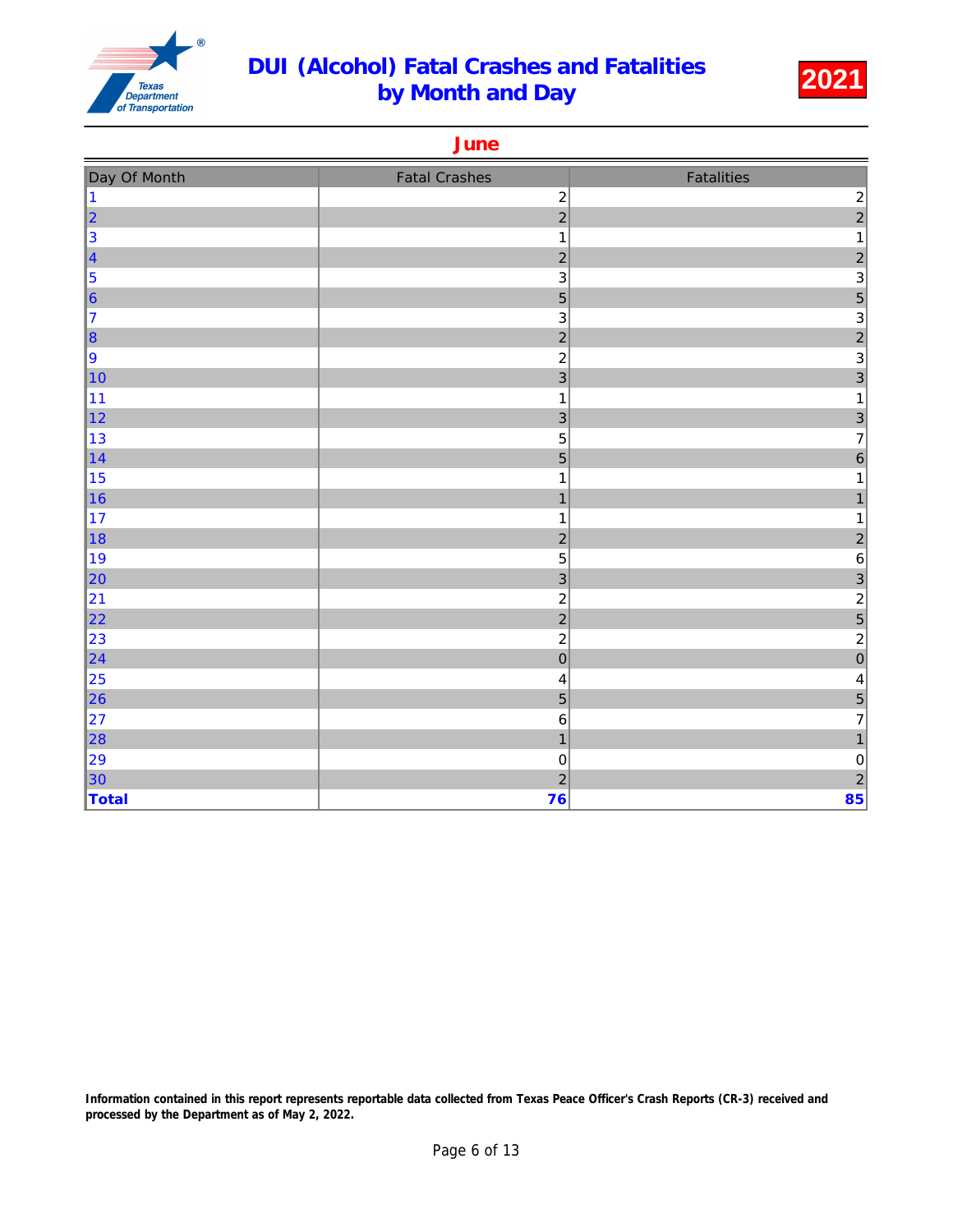# DUI (Alcohol) Fatal Crashes and Fatalities by Month and Day

**2021**

## June

| Day Of Month | Fatal Crashes | Fatalities |
|---|---|---|
| 1 | 2 | 2 |
| 2 | 2 | 2 |
| 3 | 1 | 1 |
| 4 | 2 | 2 |
| 5 | 3 | 3 |
| 6 | 5 | 5 |
| 7 | 3 | 3 |
| 8 | 2 | 2 |
| 9 | 2 | 3 |
| 10 | 3 | 3 |
| 11 | 1 | 1 |
| 12 | 3 | 3 |
| 13 | 5 | 7 |
| 14 | 5 | 6 |
| 15 | 1 | 1 |
| 16 | 1 | 1 |
| 17 | 1 | 1 |
| 18 | 2 | 2 |
| 19 | 5 | 6 |
| 20 | 3 | 3 |
| 21 | 2 | 2 |
| 22 | 2 | 5 |
| 23 | 2 | 2 |
| 24 | 0 | 0 |
| 25 | 4 | 4 |
| 26 | 5 | 5 |
| 27 | 6 | 7 |
| 28 | 1 | 1 |
| 29 | 0 | 0 |
| 30 | 2 | 2 |
| **Total** | **76** | **85** |

**Information contained in this report represents reportable data collected from Texas Peace Officer's Crash Reports (CR-3) received and processed by the Department as of May 2, 2022.**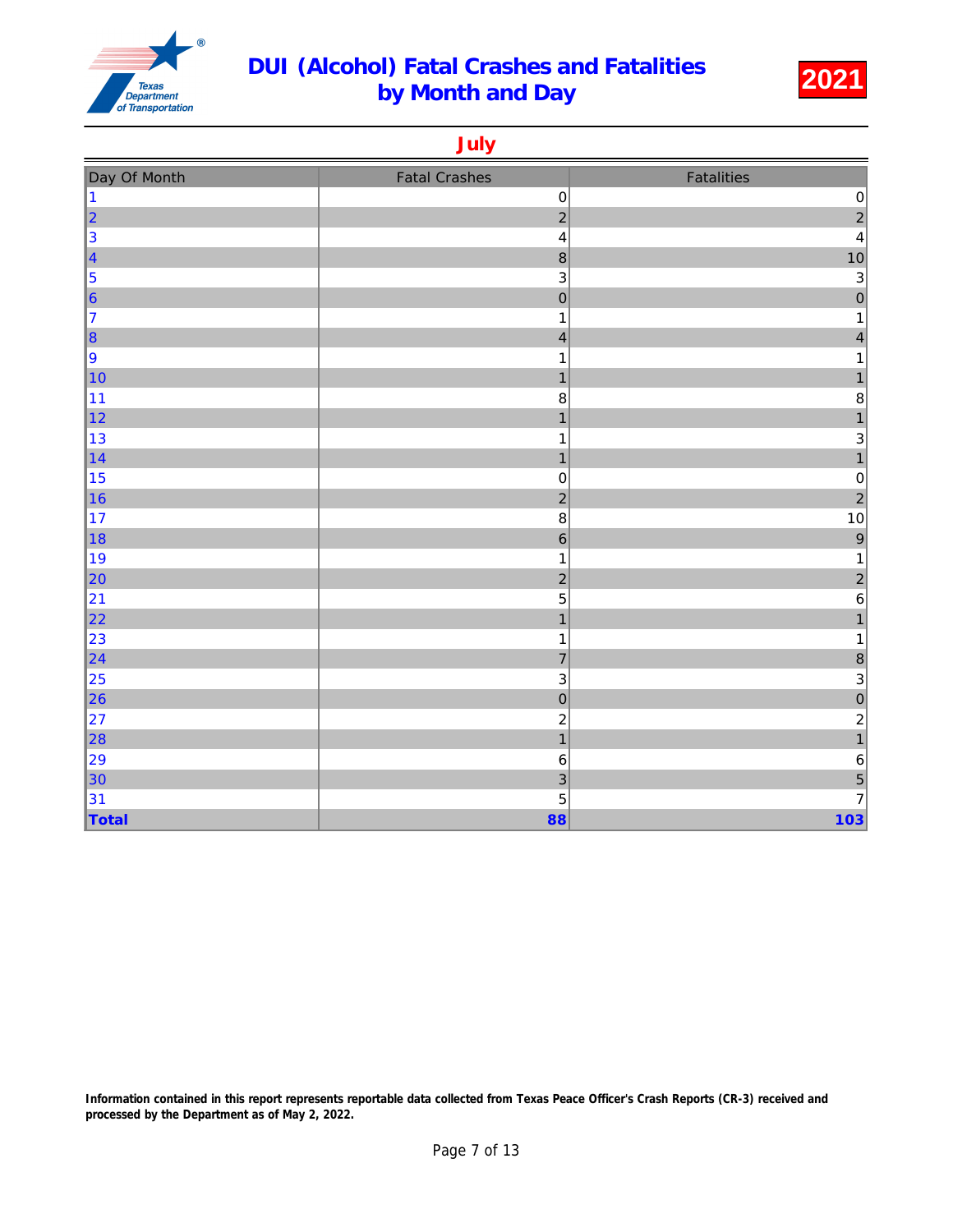# DUI (Alcohol) Fatal Crashes and Fatalities by Month and Day

**2021**

## July

| Day Of Month | Fatal Crashes | Fatalities |
|---|---|---|
| 1 | 0 | 0 |
| 2 | 2 | 2 |
| 3 | 4 | 4 |
| 4 | 8 | 10 |
| 5 | 3 | 3 |
| 6 | 0 | 0 |
| 7 | 1 | 1 |
| 8 | 4 | 4 |
| 9 | 1 | 1 |
| 10 | 1 | 1 |
| 11 | 8 | 8 |
| 12 | 1 | 1 |
| 13 | 1 | 3 |
| 14 | 1 | 1 |
| 15 | 0 | 0 |
| 16 | 2 | 2 |
| 17 | 8 | 10 |
| 18 | 6 | 9 |
| 19 | 1 | 1 |
| 20 | 2 | 2 |
| 21 | 5 | 6 |
| 22 | 1 | 1 |
| 23 | 1 | 1 |
| 24 | 7 | 8 |
| 25 | 3 | 3 |
| 26 | 0 | 0 |
| 27 | 2 | 2 |
| 28 | 1 | 1 |
| 29 | 6 | 6 |
| 30 | 3 | 5 |
| 31 | 5 | 7 |
| **Total** | **88** | **103** |

**Information contained in this report represents reportable data collected from Texas Peace Officer's Crash Reports (CR-3) received and processed by the Department as of May 2, 2022.**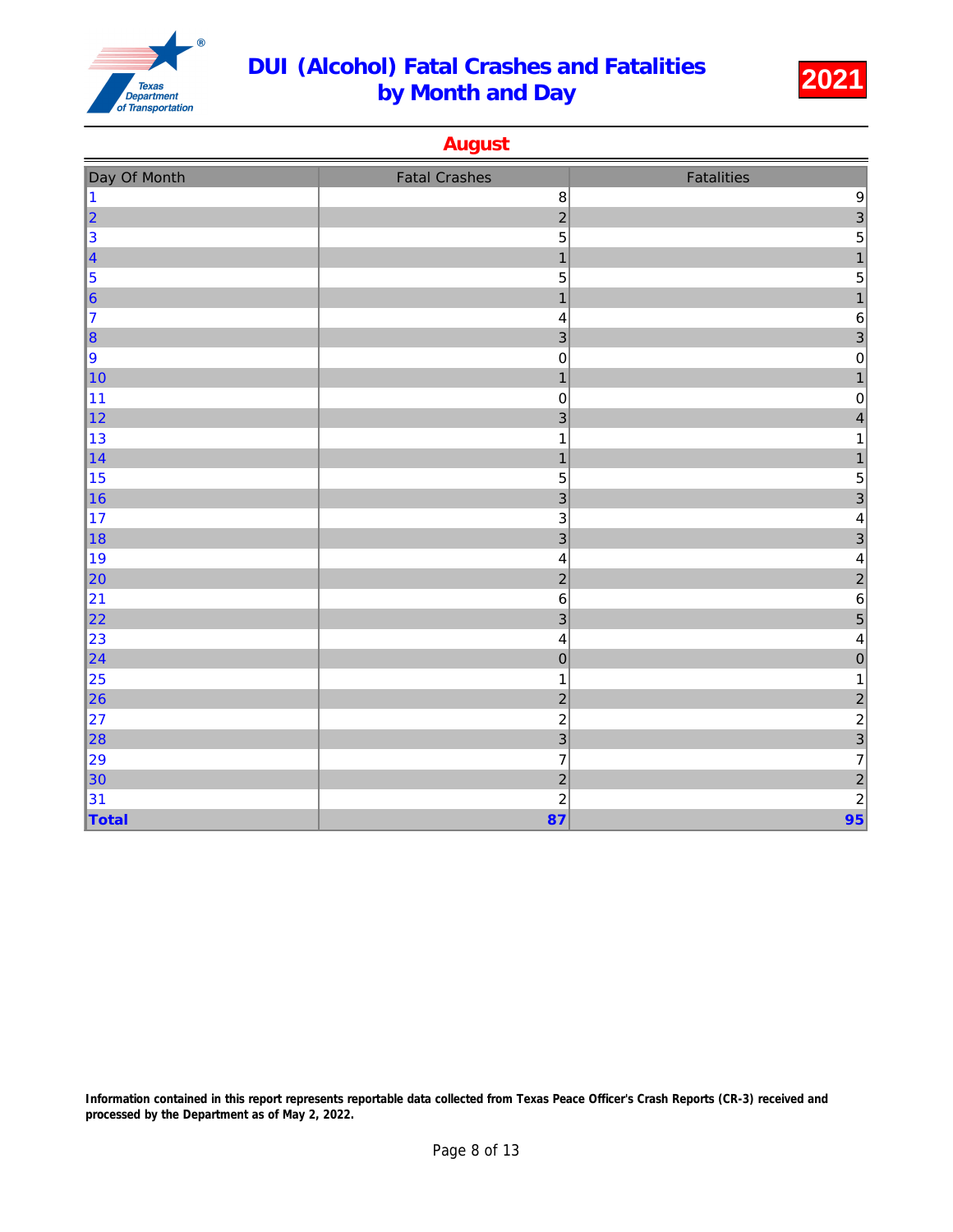# DUI (Alcohol) Fatal Crashes and Fatalities by Month and Day

**2021**

## August

| Day Of Month | Fatal Crashes | Fatalities |
|---|---|---|
| 1 | 8 | 9 |
| 2 | 2 | 3 |
| 3 | 5 | 5 |
| 4 | 1 | 1 |
| 5 | 5 | 5 |
| 6 | 1 | 1 |
| 7 | 4 | 6 |
| 8 | 3 | 3 |
| 9 | 0 | 0 |
| 10 | 1 | 1 |
| 11 | 0 | 0 |
| 12 | 3 | 4 |
| 13 | 1 | 1 |
| 14 | 1 | 1 |
| 15 | 5 | 5 |
| 16 | 3 | 3 |
| 17 | 3 | 4 |
| 18 | 3 | 3 |
| 19 | 4 | 4 |
| 20 | 2 | 2 |
| 21 | 6 | 6 |
| 22 | 3 | 5 |
| 23 | 4 | 4 |
| 24 | 0 | 0 |
| 25 | 1 | 1 |
| 26 | 2 | 2 |
| 27 | 2 | 2 |
| 28 | 3 | 3 |
| 29 | 7 | 7 |
| 30 | 2 | 2 |
| 31 | 2 | 2 |
| **Total** | **87** | **95** |

**Information contained in this report represents reportable data collected from Texas Peace Officer's Crash Reports (CR-3) received and processed by the Department as of May 2, 2022.**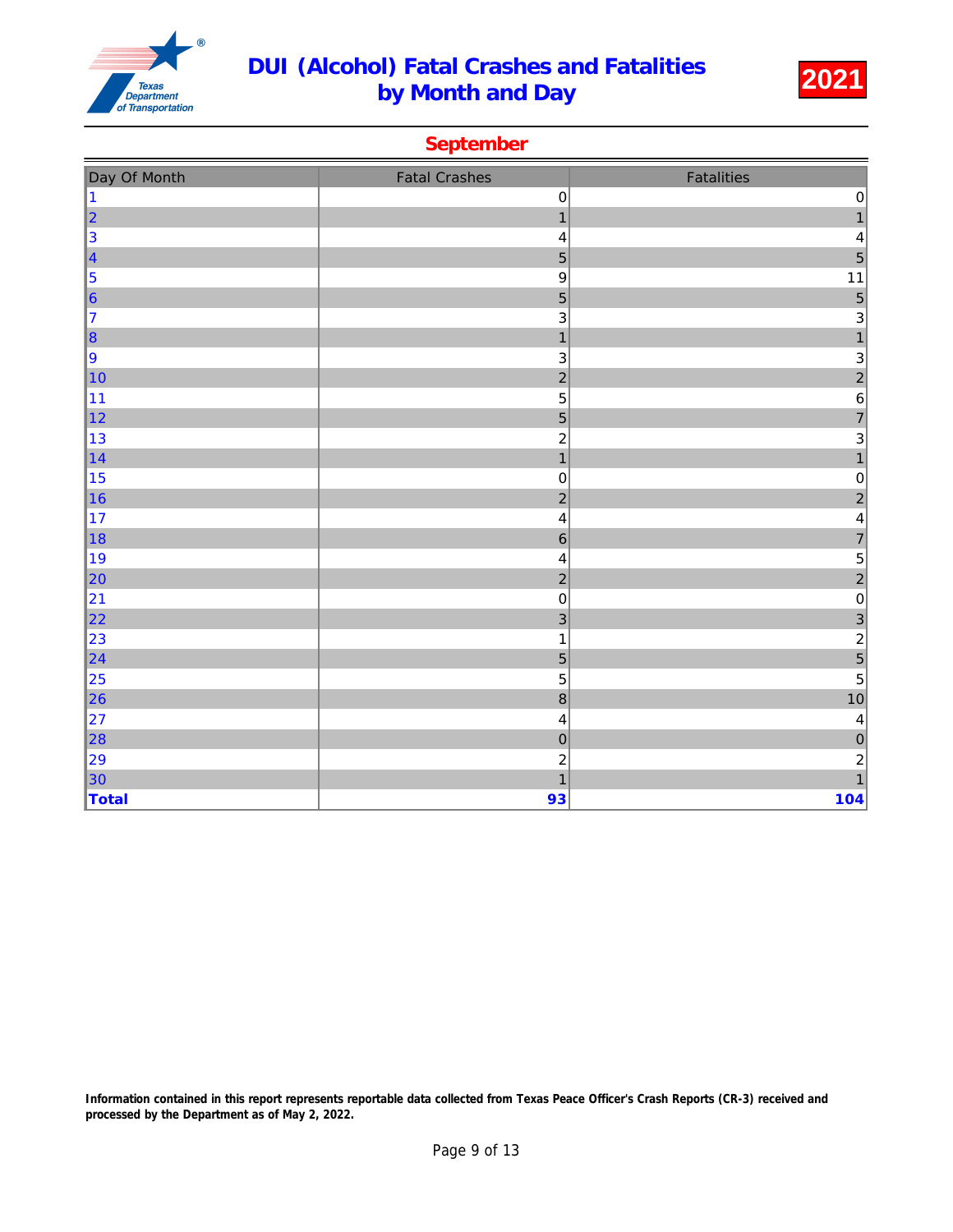# DUI (Alcohol) Fatal Crashes and Fatalities by Month and Day

**2021**

## September

| Day Of Month | Fatal Crashes | Fatalities |
|---|---|---|
| 1 | 0 | 0 |
| 2 | 1 | 1 |
| 3 | 4 | 4 |
| 4 | 5 | 5 |
| 5 | 9 | 11 |
| 6 | 5 | 5 |
| 7 | 3 | 3 |
| 8 | 1 | 1 |
| 9 | 3 | 3 |
| 10 | 2 | 2 |
| 11 | 5 | 6 |
| 12 | 5 | 7 |
| 13 | 2 | 3 |
| 14 | 1 | 1 |
| 15 | 0 | 0 |
| 16 | 2 | 2 |
| 17 | 4 | 4 |
| 18 | 6 | 7 |
| 19 | 4 | 5 |
| 20 | 2 | 2 |
| 21 | 0 | 0 |
| 22 | 3 | 3 |
| 23 | 1 | 2 |
| 24 | 5 | 5 |
| 25 | 5 | 5 |
| 26 | 8 | 10 |
| 27 | 4 | 4 |
| 28 | 0 | 0 |
| 29 | 2 | 2 |
| 30 | 1 | 1 |
| **Total** | **93** | **104** |

**Information contained in this report represents reportable data collected from Texas Peace Officer's Crash Reports (CR-3) received and processed by the Department as of May 2, 2022.**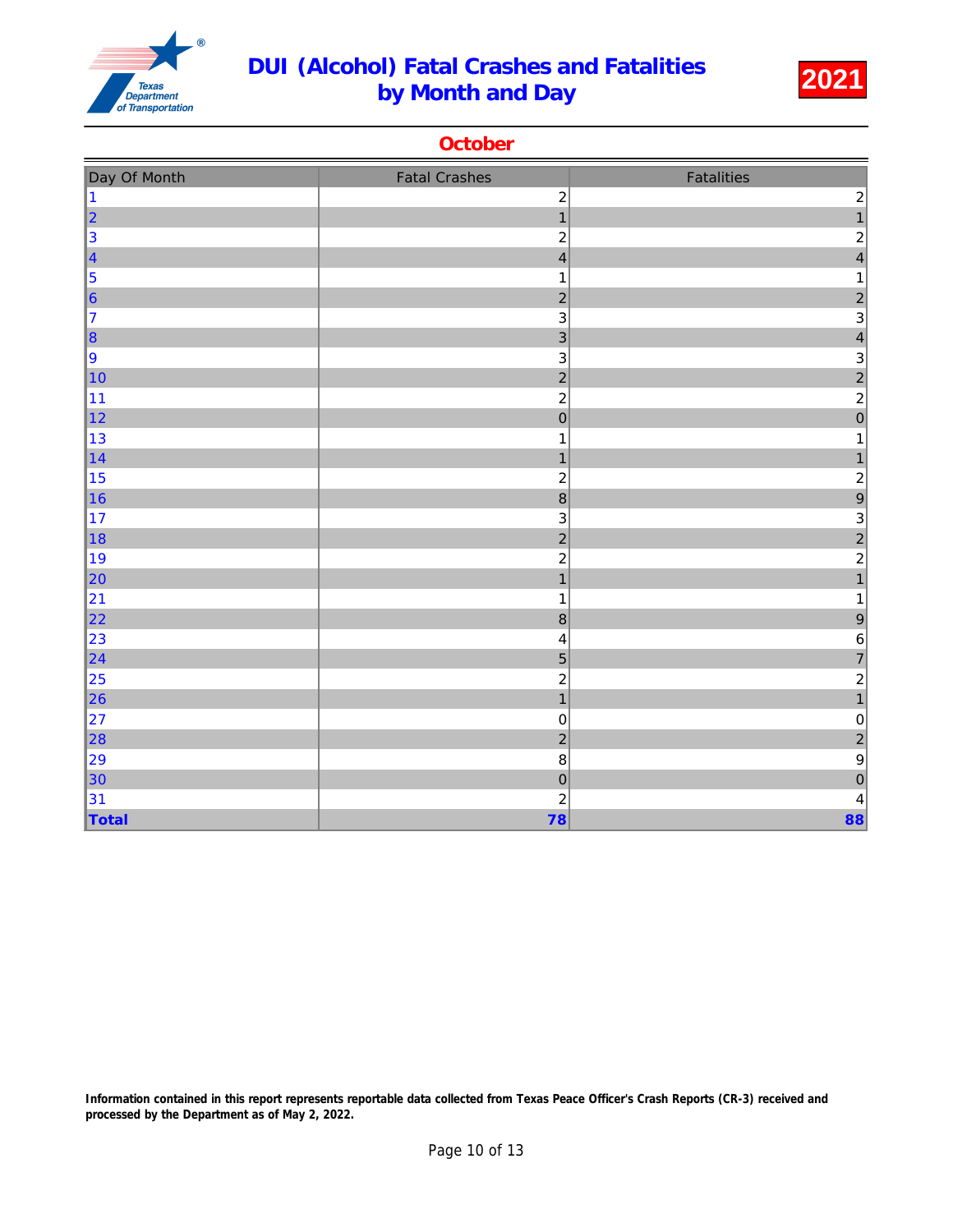# DUI (Alcohol) Fatal Crashes and Fatalities by Month and Day

**2021**

## October

| Day Of Month | Fatal Crashes | Fatalities |
|---|---|---|
| 1 | 2 | 2 |
| 2 | 1 | 1 |
| 3 | 2 | 2 |
| 4 | 4 | 4 |
| 5 | 1 | 1 |
| 6 | 2 | 2 |
| 7 | 3 | 3 |
| 8 | 3 | 4 |
| 9 | 3 | 3 |
| 10 | 2 | 2 |
| 11 | 2 | 2 |
| 12 | 0 | 0 |
| 13 | 1 | 1 |
| 14 | 1 | 1 |
| 15 | 2 | 2 |
| 16 | 8 | 9 |
| 17 | 3 | 3 |
| 18 | 2 | 2 |
| 19 | 2 | 2 |
| 20 | 1 | 1 |
| 21 | 1 | 1 |
| 22 | 8 | 9 |
| 23 | 4 | 6 |
| 24 | 5 | 7 |
| 25 | 2 | 2 |
| 26 | 1 | 1 |
| 27 | 0 | 0 |
| 28 | 2 | 2 |
| 29 | 8 | 9 |
| 30 | 0 | 0 |
| 31 | 2 | 4 |
| **Total** | **78** | **88** |

**Information contained in this report represents reportable data collected from Texas Peace Officer's Crash Reports (CR-3) received and processed by the Department as of May 2, 2022.**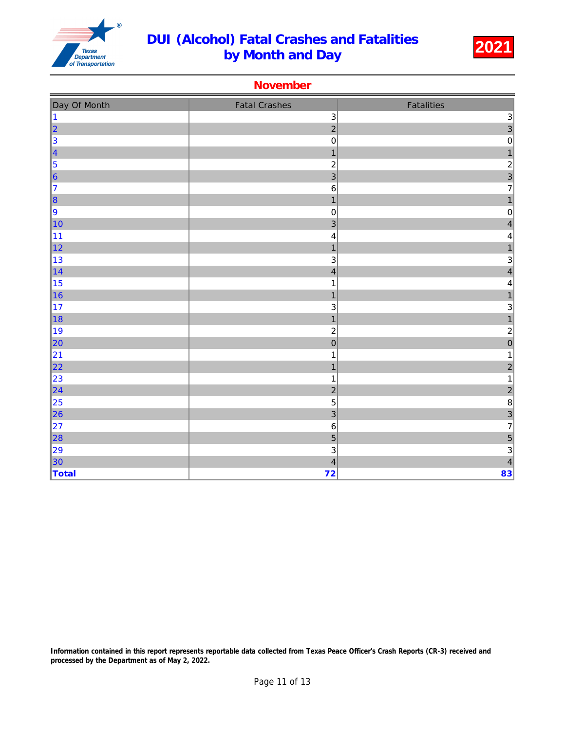# DUI (Alcohol) Fatal Crashes and Fatalities by Month and Day

**2021**

## November

| Day Of Month | Fatal Crashes | Fatalities |
|---|---|---|
| 1 | 3 | 3 |
| 2 | 2 | 3 |
| 3 | 0 | 0 |
| 4 | 1 | 1 |
| 5 | 2 | 2 |
| 6 | 3 | 3 |
| 7 | 6 | 7 |
| 8 | 1 | 1 |
| 9 | 0 | 0 |
| 10 | 3 | 4 |
| 11 | 4 | 4 |
| 12 | 1 | 1 |
| 13 | 3 | 3 |
| 14 | 4 | 4 |
| 15 | 1 | 4 |
| 16 | 1 | 1 |
| 17 | 3 | 3 |
| 18 | 1 | 1 |
| 19 | 2 | 2 |
| 20 | 0 | 0 |
| 21 | 1 | 1 |
| 22 | 1 | 2 |
| 23 | 1 | 1 |
| 24 | 2 | 2 |
| 25 | 5 | 8 |
| 26 | 3 | 3 |
| 27 | 6 | 7 |
| 28 | 5 | 5 |
| 29 | 3 | 3 |
| 30 | 4 | 4 |
| **Total** | **72** | **83** |

**Information contained in this report represents reportable data collected from Texas Peace Officer's Crash Reports (CR-3) received and processed by the Department as of May 2, 2022.**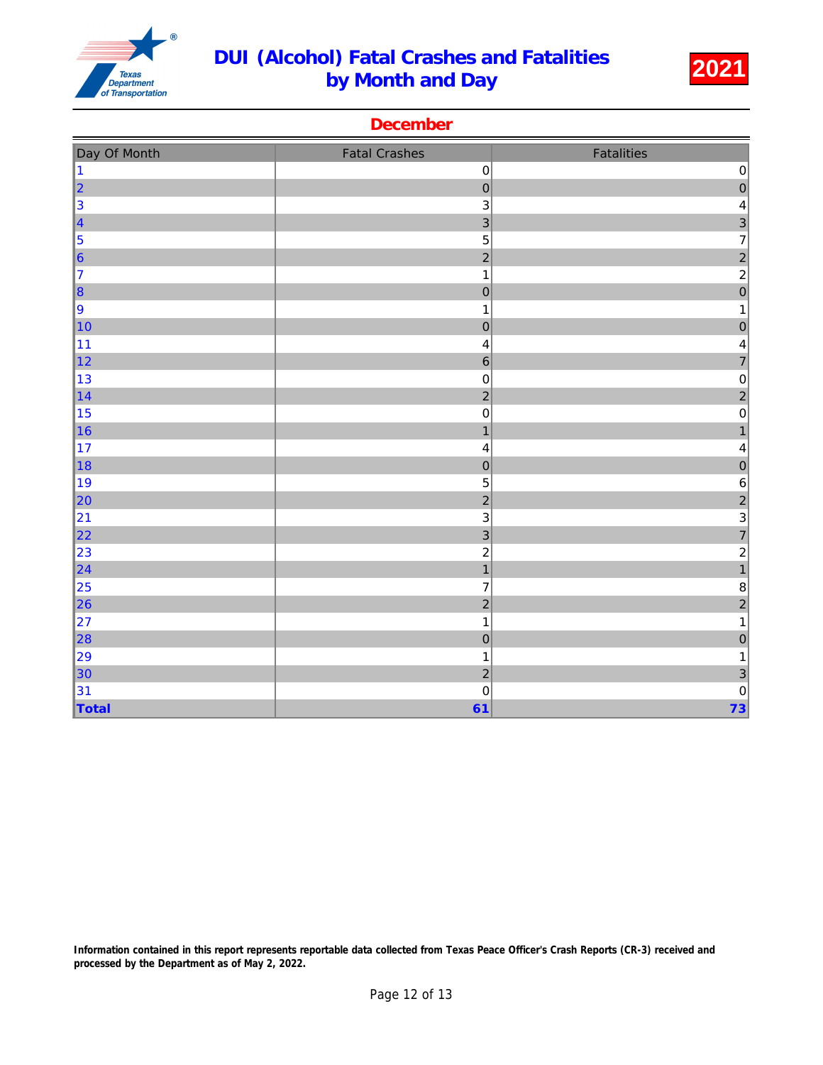# DUI (Alcohol) Fatal Crashes and Fatalities by Month and Day

**2021**

## December

| Day Of Month | Fatal Crashes | Fatalities |
|---|---|---|
| 1 | 0 | 0 |
| 2 | 0 | 0 |
| 3 | 3 | 4 |
| 4 | 3 | 3 |
| 5 | 5 | 7 |
| 6 | 2 | 2 |
| 7 | 1 | 2 |
| 8 | 0 | 0 |
| 9 | 1 | 1 |
| 10 | 0 | 0 |
| 11 | 4 | 4 |
| 12 | 6 | 7 |
| 13 | 0 | 0 |
| 14 | 2 | 2 |
| 15 | 0 | 0 |
| 16 | 1 | 1 |
| 17 | 4 | 4 |
| 18 | 0 | 0 |
| 19 | 5 | 6 |
| 20 | 2 | 2 |
| 21 | 3 | 3 |
| 22 | 3 | 7 |
| 23 | 2 | 2 |
| 24 | 1 | 1 |
| 25 | 7 | 8 |
| 26 | 2 | 2 |
| 27 | 1 | 1 |
| 28 | 0 | 0 |
| 29 | 1 | 1 |
| 30 | 2 | 3 |
| 31 | 0 | 0 |
| **Total** | **61** | **73** |

**Information contained in this report represents reportable data collected from Texas Peace Officer's Crash Reports (CR-3) received and processed by the Department as of May 2, 2022.**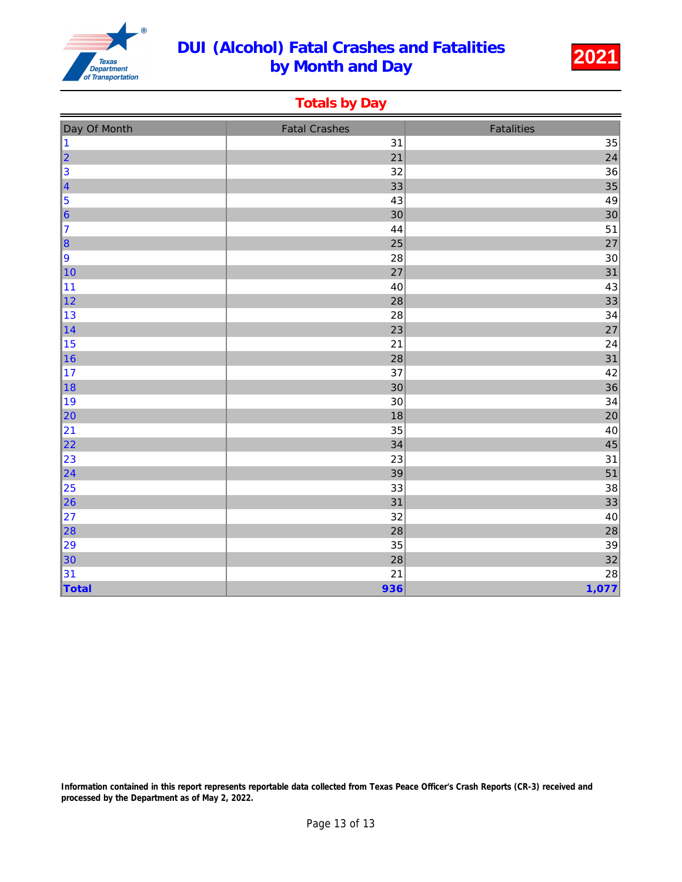# DUI (Alcohol) Fatal Crashes and Fatalities by Month and Day

2021

## Totals by Day

| Day Of Month | Fatal Crashes | Fatalities |
|---|---|---|
| 1 | 31 | 35 |
| 2 | 21 | 24 |
| 3 | 32 | 36 |
| 4 | 33 | 35 |
| 5 | 43 | 49 |
| 6 | 30 | 30 |
| 7 | 44 | 51 |
| 8 | 25 | 27 |
| 9 | 28 | 30 |
| 10 | 27 | 31 |
| 11 | 40 | 43 |
| 12 | 28 | 33 |
| 13 | 28 | 34 |
| 14 | 23 | 27 |
| 15 | 21 | 24 |
| 16 | 28 | 31 |
| 17 | 37 | 42 |
| 18 | 30 | 36 |
| 19 | 30 | 34 |
| 20 | 18 | 20 |
| 21 | 35 | 40 |
| 22 | 34 | 45 |
| 23 | 23 | 31 |
| 24 | 39 | 51 |
| 25 | 33 | 38 |
| 26 | 31 | 33 |
| 27 | 32 | 40 |
| 28 | 28 | 28 |
| 29 | 35 | 39 |
| 30 | 28 | 32 |
| 31 | 21 | 28 |
| **Total** | **936** | **1,077** |

**Information contained in this report represents reportable data collected from Texas Peace Officer's Crash Reports (CR-3) received and processed by the Department as of May 2, 2022.**